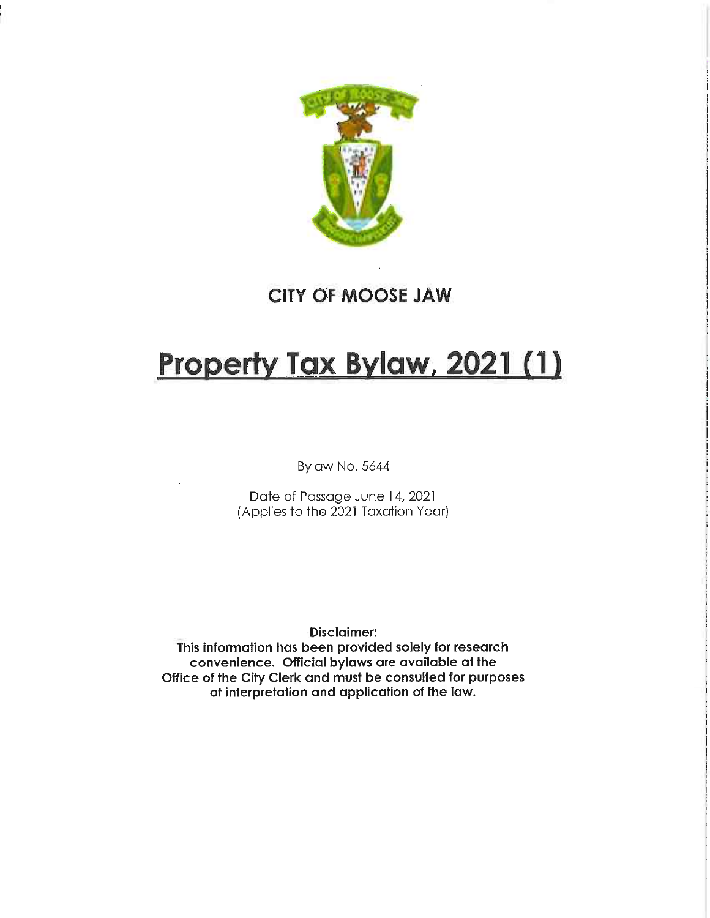# CITY OF MOOSE JAW

# Property Tax Bylaw, 2021 (1)

Bylaw No. 5644

Date of Passage June 14, 2021
(Applies to the 2021 Taxation Year)

**Disclaimer:**
**This information has been provided solely for research convenience. Official bylaws are available at the Office of the City Clerk and must be consulted for purposes of interpretation and application of the law.**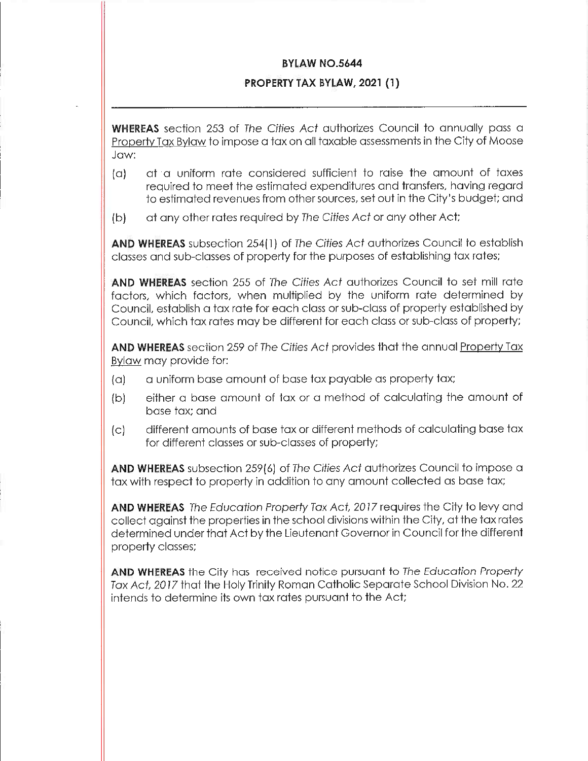# BYLAW NO.5644

## PROPERTY TAX BYLAW, 2021 (1)

---

**WHEREAS** section 253 of *The Cities Act* authorizes Council to annually pass a Property Tax Bylaw to impose a tax on all taxable assessments in the City of Moose Jaw:

(a) at a uniform rate considered sufficient to raise the amount of taxes required to meet the estimated expenditures and transfers, having regard to estimated revenues from other sources, set out in the City's budget; and

(b) at any other rates required by *The Cities Act* or any other Act;

**AND WHEREAS** subsection 254(1) of *The Cities Act* authorizes Council to establish classes and sub-classes of property for the purposes of establishing tax rates;

**AND WHEREAS** section 255 of *The Cities Act* authorizes Council to set mill rate factors, which factors, when multiplied by the uniform rate determined by Council, establish a tax rate for each class or sub-class of property established by Council, which tax rates may be different for each class or sub-class of property;

**AND WHEREAS** section 259 of *The Cities Act* provides that the annual Property Tax Bylaw may provide for:

(a) a uniform base amount of base tax payable as property tax;

(b) either a base amount of tax or a method of calculating the amount of base tax; and

(c) different amounts of base tax or different methods of calculating base tax for different classes or sub-classes of property;

**AND WHEREAS** subsection 259(6) of *The Cities Act* authorizes Council to impose a tax with respect to property in addition to any amount collected as base tax;

**AND WHEREAS** *The Education Property Tax Act, 2017* requires the City to levy and collect against the properties in the school divisions within the City, at the tax rates determined under that Act by the Lieutenant Governor in Council for the different property classes;

**AND WHEREAS** the City has received notice pursuant to *The Education Property Tax Act, 2017* that the Holy Trinity Roman Catholic Separate School Division No. 22 intends to determine its own tax rates pursuant to the Act;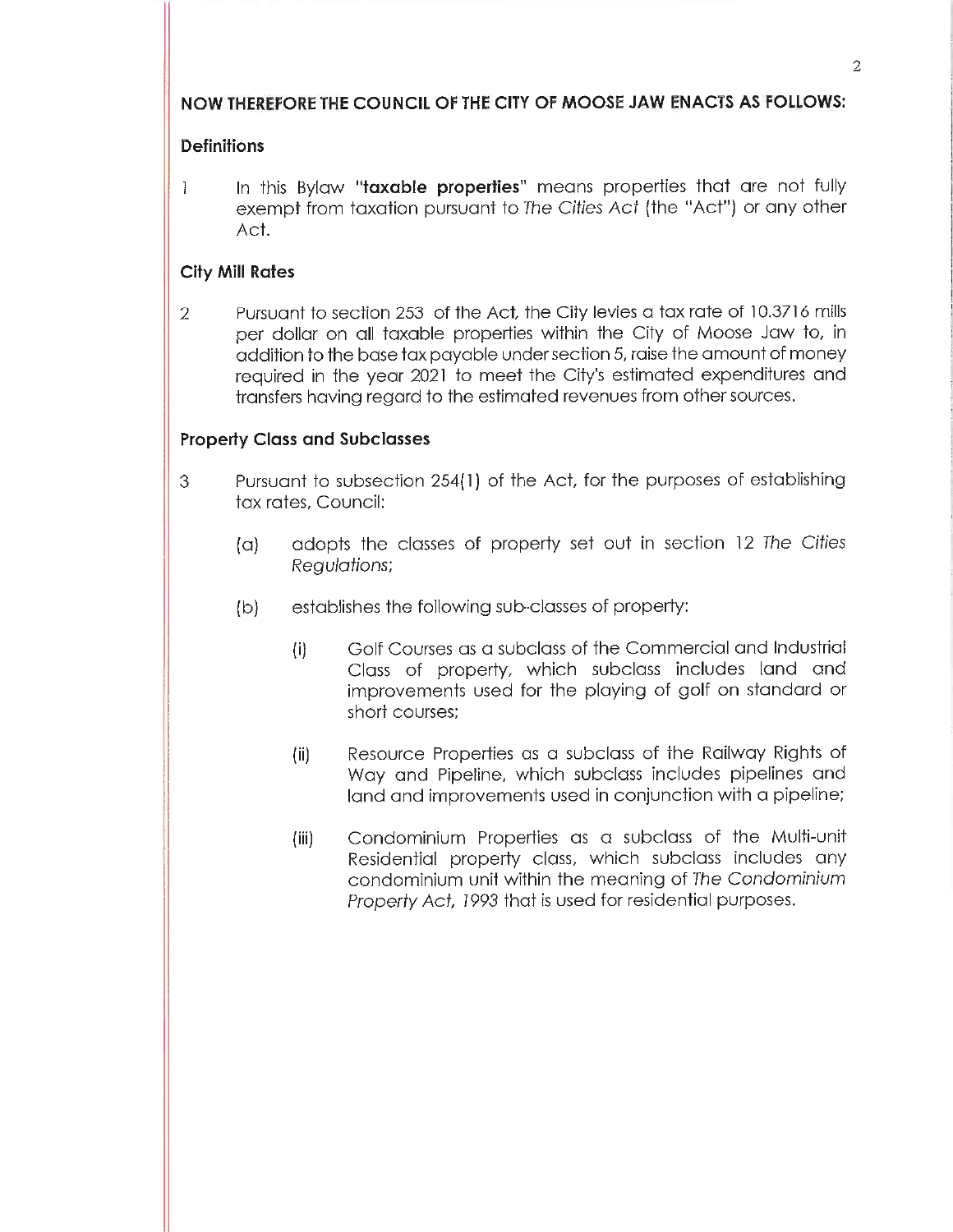**NOW THEREFORE THE COUNCIL OF THE CITY OF MOOSE JAW ENACTS AS FOLLOWS:**

**Definitions**

1 In this Bylaw "**taxable properties**" means properties that are not fully exempt from taxation pursuant to *The Cities Act* (the "Act") or any other Act.

**City Mill Rates**

2 Pursuant to section 253 of the Act, the City levies a tax rate of 10.3716 mills per dollar on all taxable properties within the City of Moose Jaw to, in addition to the base tax payable under section 5, raise the amount of money required in the year 2021 to meet the City's estimated expenditures and transfers having regard to the estimated revenues from other sources.

**Property Class and Subclasses**

3 Pursuant to subsection 254(1) of the Act, for the purposes of establishing tax rates, Council:

(a) adopts the classes of property set out in section 12 *The Cities Regulations*;

(b) establishes the following sub-classes of property:

(i) Golf Courses as a subclass of the Commercial and Industrial Class of property, which subclass includes land and improvements used for the playing of golf on standard or short courses;

(ii) Resource Properties as a subclass of the Railway Rights of Way and Pipeline, which subclass includes pipelines and land and improvements used in conjunction with a pipeline;

(iii) Condominium Properties as a subclass of the Multi-unit Residential property class, which subclass includes any condominium unit within the meaning of *The Condominium Property Act, 1993* that is used for residential purposes.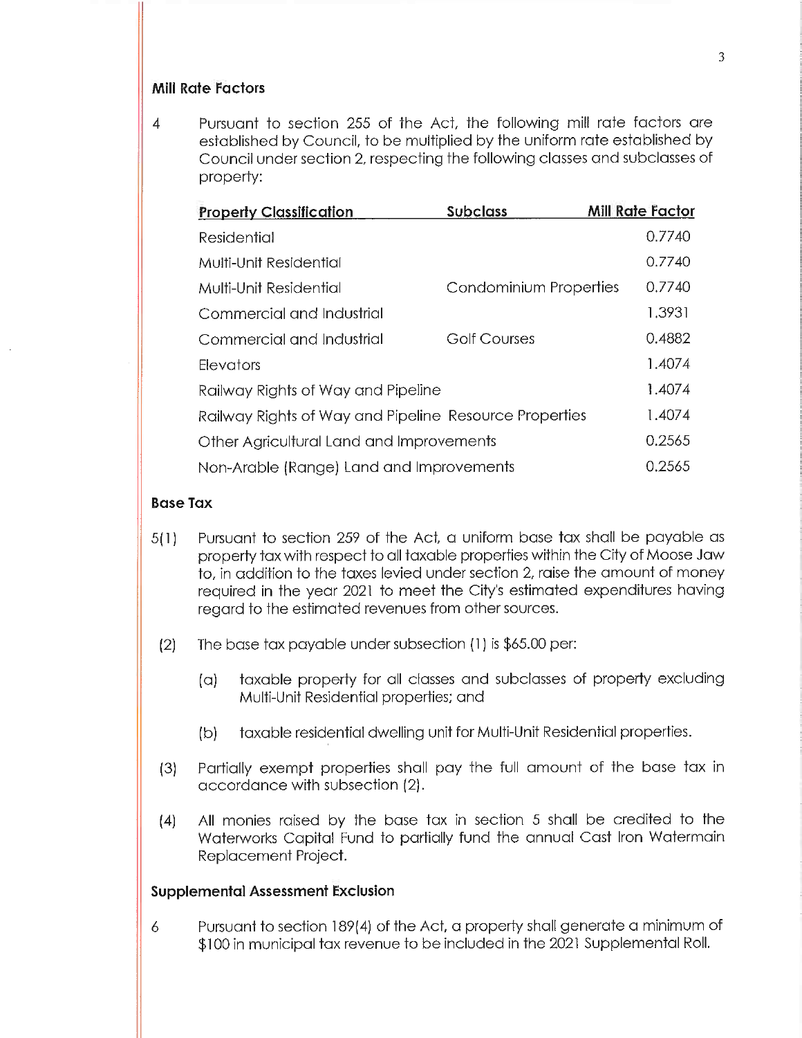## Mill Rate Factors

4 Pursuant to section 255 of the Act, the following mill rate factors are established by Council, to be multiplied by the uniform rate established by Council under section 2, respecting the following classes and subclasses of property:

| Property Classification | Subclass | Mill Rate Factor |
|---|---|---|
| Residential | | 0.7740 |
| Multi-Unit Residential | | 0.7740 |
| Multi-Unit Residential | Condominium Properties | 0.7740 |
| Commercial and Industrial | | 1.3931 |
| Commercial and Industrial | Golf Courses | 0.4882 |
| Elevators | | 1.4074 |
| Railway Rights of Way and Pipeline | | 1.4074 |
| Railway Rights of Way and Pipeline | Resource Properties | 1.4074 |
| Other Agricultural Land and Improvements | | 0.2565 |
| Non-Arable (Range) Land and Improvements | | 0.2565 |

## Base Tax

5(1) Pursuant to section 259 of the Act, a uniform base tax shall be payable as property tax with respect to all taxable properties within the City of Moose Jaw to, in addition to the taxes levied under section 2, raise the amount of money required in the year 2021 to meet the City's estimated expenditures having regard to the estimated revenues from other sources.

(2) The base tax payable under subsection (1) is $65.00 per:

(a) taxable property for all classes and subclasses of property excluding Multi-Unit Residential properties; and

(b) taxable residential dwelling unit for Multi-Unit Residential properties.

(3) Partially exempt properties shall pay the full amount of the base tax in accordance with subsection (2).

(4) All monies raised by the base tax in section 5 shall be credited to the Waterworks Capital Fund to partially fund the annual Cast Iron Watermain Replacement Project.

## Supplemental Assessment Exclusion

6 Pursuant to section 189(4) of the Act, a property shall generate a minimum of $100 in municipal tax revenue to be included in the 2021 Supplemental Roll.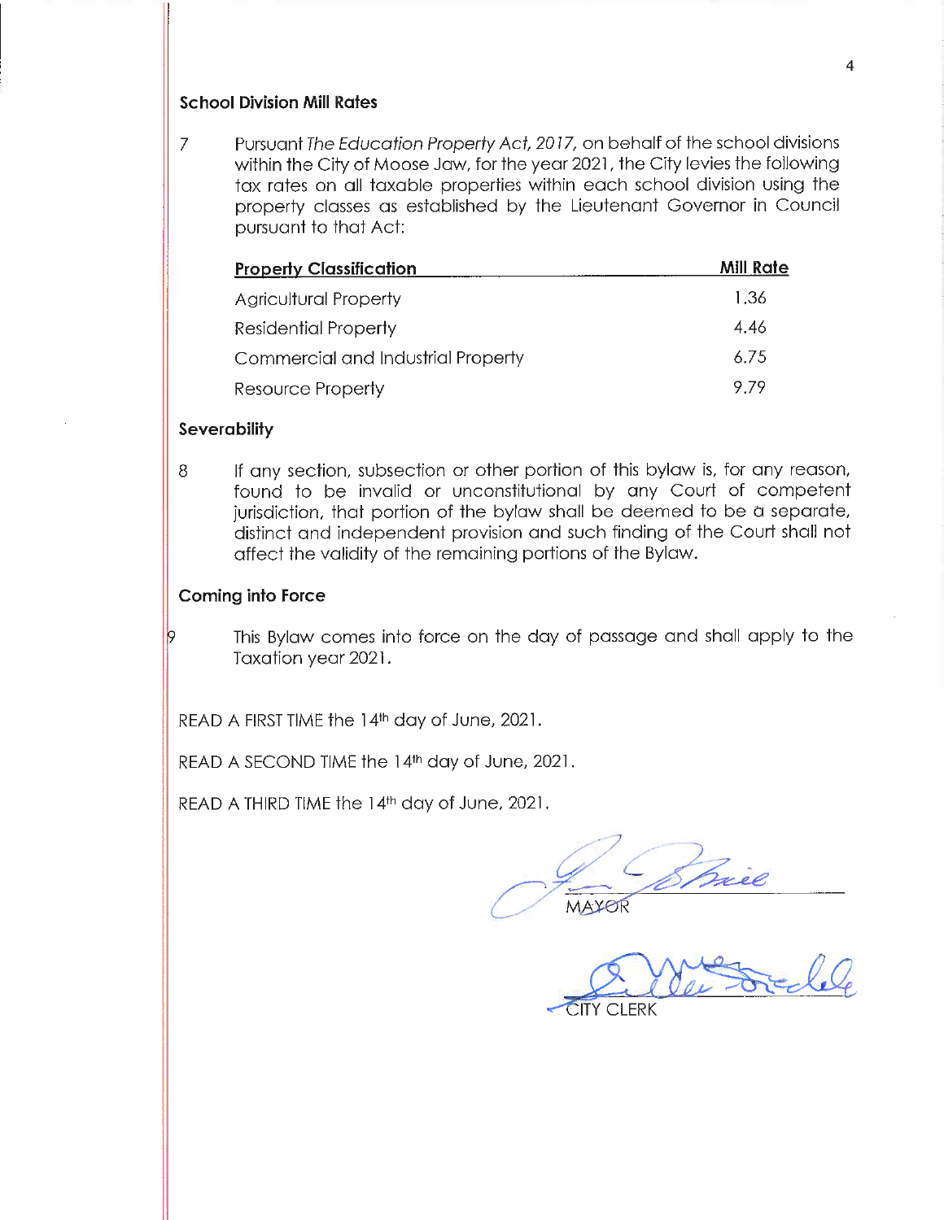### School Division Mill Rates

7 Pursuant *The Education Property Act, 2017*, on behalf of the school divisions within the City of Moose Jaw, for the year 2021, the City levies the following tax rates on all taxable properties within each school division using the property classes as established by the Lieutenant Governor in Council pursuant to that Act:

| Property Classification | Mill Rate |
|---|---|
| Agricultural Property | 1.36 |
| Residential Property | 4.46 |
| Commercial and Industrial Property | 6.75 |
| Resource Property | 9.79 |

### Severability

8 If any section, subsection or other portion of this bylaw is, for any reason, found to be invalid or unconstitutional by any Court of competent jurisdiction, that portion of the bylaw shall be deemed to be a separate, distinct and independent provision and such finding of the Court shall not affect the validity of the remaining portions of the Bylaw.

### Coming into Force

9 This Bylaw comes into force on the day of passage and shall apply to the Taxation year 2021.

READ A FIRST TIME the 14th day of June, 2021.

READ A SECOND TIME the 14th day of June, 2021.

READ A THIRD TIME the 14th day of June, 2021.

MAYOR

CITY CLERK